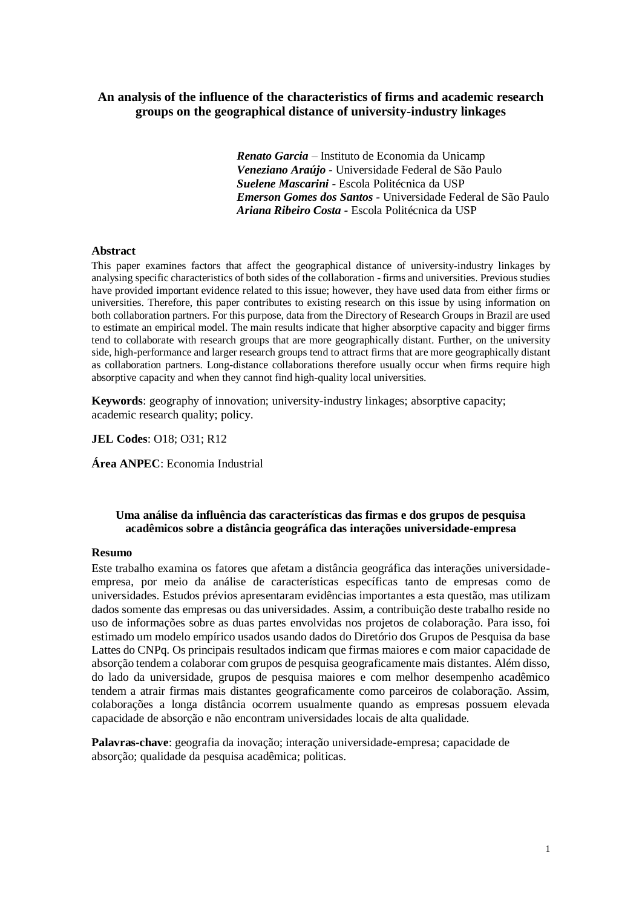# An analysis of the influence of the characteristics of firms and academic research groups on the geographical distance of university-industry linkages

***Renato Garcia*** – Instituto de Economia da Unicamp
***Veneziano Araújo*** - Universidade Federal de São Paulo
***Suelene Mascarini*** - Escola Politécnica da USP
***Emerson Gomes dos Santos*** - Universidade Federal de São Paulo
***Ariana Ribeiro Costa*** - Escola Politécnica da USP

## Abstract

This paper examines factors that affect the geographical distance of university-industry linkages by analysing specific characteristics of both sides of the collaboration - firms and universities. Previous studies have provided important evidence related to this issue; however, they have used data from either firms or universities. Therefore, this paper contributes to existing research on this issue by using information on both collaboration partners. For this purpose, data from the Directory of Research Groups in Brazil are used to estimate an empirical model. The main results indicate that higher absorptive capacity and bigger firms tend to collaborate with research groups that are more geographically distant. Further, on the university side, high-performance and larger research groups tend to attract firms that are more geographically distant as collaboration partners. Long-distance collaborations therefore usually occur when firms require high absorptive capacity and when they cannot find high-quality local universities.

**Keywords**: geography of innovation; university-industry linkages; absorptive capacity; academic research quality; policy.

**JEL Codes**: O18; O31; R12

**Área ANPEC**: Economia Industrial

# Uma análise da influência das características das firmas e dos grupos de pesquisa acadêmicos sobre a distância geográfica das interações universidade-empresa

## Resumo

Este trabalho examina os fatores que afetam a distância geográfica das interações universidade-empresa, por meio da análise de características específicas tanto de empresas como de universidades. Estudos prévios apresentaram evidências importantes a esta questão, mas utilizam dados somente das empresas ou das universidades. Assim, a contribuição deste trabalho reside no uso de informações sobre as duas partes envolvidas nos projetos de colaboração. Para isso, foi estimado um modelo empírico usados usando dados do Diretório dos Grupos de Pesquisa da base Lattes do CNPq. Os principais resultados indicam que firmas maiores e com maior capacidade de absorção tendem a colaborar com grupos de pesquisa geograficamente mais distantes. Além disso, do lado da universidade, grupos de pesquisa maiores e com melhor desempenho acadêmico tendem a atrair firmas mais distantes geograficamente como parceiros de colaboração. Assim, colaborações a longa distância ocorrem usualmente quando as empresas possuem elevada capacidade de absorção e não encontram universidades locais de alta qualidade.

**Palavras-chave**: geografia da inovação; interação universidade-empresa; capacidade de absorção; qualidade da pesquisa acadêmica; politicas.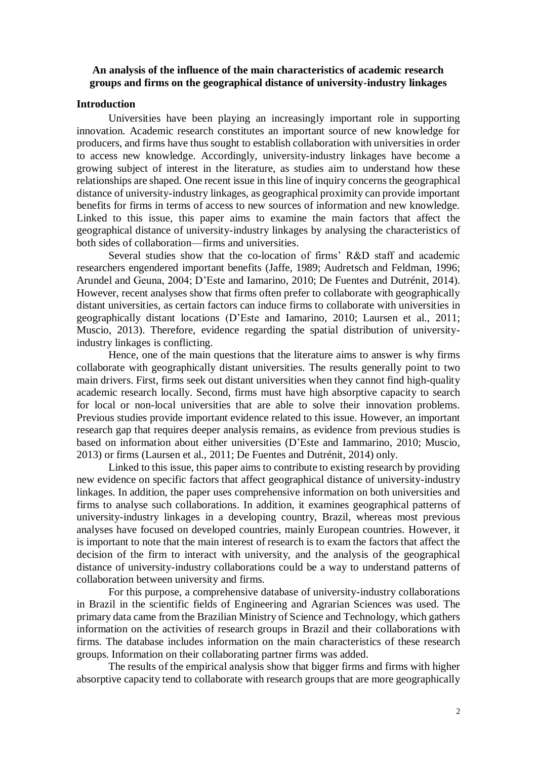**An analysis of the influence of the main characteristics of academic research groups and firms on the geographical distance of university-industry linkages**

## Introduction

Universities have been playing an increasingly important role in supporting innovation. Academic research constitutes an important source of new knowledge for producers, and firms have thus sought to establish collaboration with universities in order to access new knowledge. Accordingly, university-industry linkages have become a growing subject of interest in the literature, as studies aim to understand how these relationships are shaped. One recent issue in this line of inquiry concerns the geographical distance of university-industry linkages, as geographical proximity can provide important benefits for firms in terms of access to new sources of information and new knowledge. Linked to this issue, this paper aims to examine the main factors that affect the geographical distance of university-industry linkages by analysing the characteristics of both sides of collaboration—firms and universities.

Several studies show that the co-location of firms' R&D staff and academic researchers engendered important benefits (Jaffe, 1989; Audretsch and Feldman, 1996; Arundel and Geuna, 2004; D'Este and Iamarino, 2010; De Fuentes and Dutrénit, 2014). However, recent analyses show that firms often prefer to collaborate with geographically distant universities, as certain factors can induce firms to collaborate with universities in geographically distant locations (D'Este and Iamarino, 2010; Laursen et al., 2011; Muscio, 2013). Therefore, evidence regarding the spatial distribution of university-industry linkages is conflicting.

Hence, one of the main questions that the literature aims to answer is why firms collaborate with geographically distant universities. The results generally point to two main drivers. First, firms seek out distant universities when they cannot find high-quality academic research locally. Second, firms must have high absorptive capacity to search for local or non-local universities that are able to solve their innovation problems. Previous studies provide important evidence related to this issue. However, an important research gap that requires deeper analysis remains, as evidence from previous studies is based on information about either universities (D'Este and Iammarino, 2010; Muscio, 2013) or firms (Laursen et al., 2011; De Fuentes and Dutrénit, 2014) only.

Linked to this issue, this paper aims to contribute to existing research by providing new evidence on specific factors that affect geographical distance of university-industry linkages. In addition, the paper uses comprehensive information on both universities and firms to analyse such collaborations. In addition, it examines geographical patterns of university-industry linkages in a developing country, Brazil, whereas most previous analyses have focused on developed countries, mainly European countries. However, it is important to note that the main interest of research is to exam the factors that affect the decision of the firm to interact with university, and the analysis of the geographical distance of university-industry collaborations could be a way to understand patterns of collaboration between university and firms.

For this purpose, a comprehensive database of university-industry collaborations in Brazil in the scientific fields of Engineering and Agrarian Sciences was used. The primary data came from the Brazilian Ministry of Science and Technology, which gathers information on the activities of research groups in Brazil and their collaborations with firms. The database includes information on the main characteristics of these research groups. Information on their collaborating partner firms was added.

The results of the empirical analysis show that bigger firms and firms with higher absorptive capacity tend to collaborate with research groups that are more geographically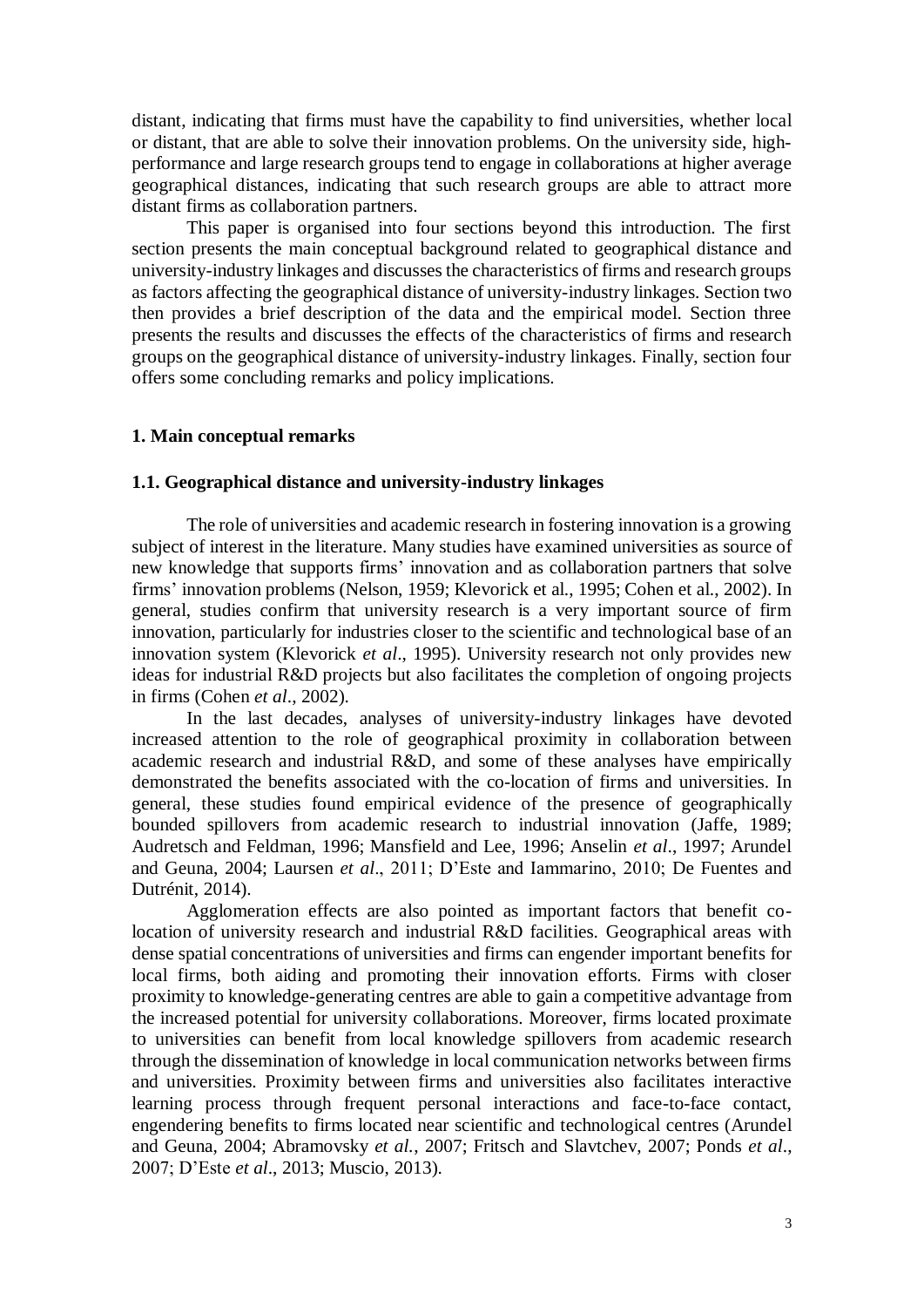distant, indicating that firms must have the capability to find universities, whether local or distant, that are able to solve their innovation problems. On the university side, high-performance and large research groups tend to engage in collaborations at higher average geographical distances, indicating that such research groups are able to attract more distant firms as collaboration partners.

This paper is organised into four sections beyond this introduction. The first section presents the main conceptual background related to geographical distance and university-industry linkages and discusses the characteristics of firms and research groups as factors affecting the geographical distance of university-industry linkages. Section two then provides a brief description of the data and the empirical model. Section three presents the results and discusses the effects of the characteristics of firms and research groups on the geographical distance of university-industry linkages. Finally, section four offers some concluding remarks and policy implications.

## 1. Main conceptual remarks

### 1.1. Geographical distance and university-industry linkages

The role of universities and academic research in fostering innovation is a growing subject of interest in the literature. Many studies have examined universities as source of new knowledge that supports firms' innovation and as collaboration partners that solve firms' innovation problems (Nelson, 1959; Klevorick et al., 1995; Cohen et al., 2002). In general, studies confirm that university research is a very important source of firm innovation, particularly for industries closer to the scientific and technological base of an innovation system (Klevorick *et al*., 1995). University research not only provides new ideas for industrial R&D projects but also facilitates the completion of ongoing projects in firms (Cohen *et al*., 2002).

In the last decades, analyses of university-industry linkages have devoted increased attention to the role of geographical proximity in collaboration between academic research and industrial R&D, and some of these analyses have empirically demonstrated the benefits associated with the co-location of firms and universities. In general, these studies found empirical evidence of the presence of geographically bounded spillovers from academic research to industrial innovation (Jaffe, 1989; Audretsch and Feldman, 1996; Mansfield and Lee, 1996; Anselin *et al*., 1997; Arundel and Geuna, 2004; Laursen *et al*., 2011; D'Este and Iammarino, 2010; De Fuentes and Dutrénit, 2014).

Agglomeration effects are also pointed as important factors that benefit co-location of university research and industrial R&D facilities. Geographical areas with dense spatial concentrations of universities and firms can engender important benefits for local firms, both aiding and promoting their innovation efforts. Firms with closer proximity to knowledge-generating centres are able to gain a competitive advantage from the increased potential for university collaborations. Moreover, firms located proximate to universities can benefit from local knowledge spillovers from academic research through the dissemination of knowledge in local communication networks between firms and universities. Proximity between firms and universities also facilitates interactive learning process through frequent personal interactions and face-to-face contact, engendering benefits to firms located near scientific and technological centres (Arundel and Geuna, 2004; Abramovsky *et al.*, 2007; Fritsch and Slavtchev, 2007; Ponds *et al*., 2007; D'Este *et al*., 2013; Muscio, 2013).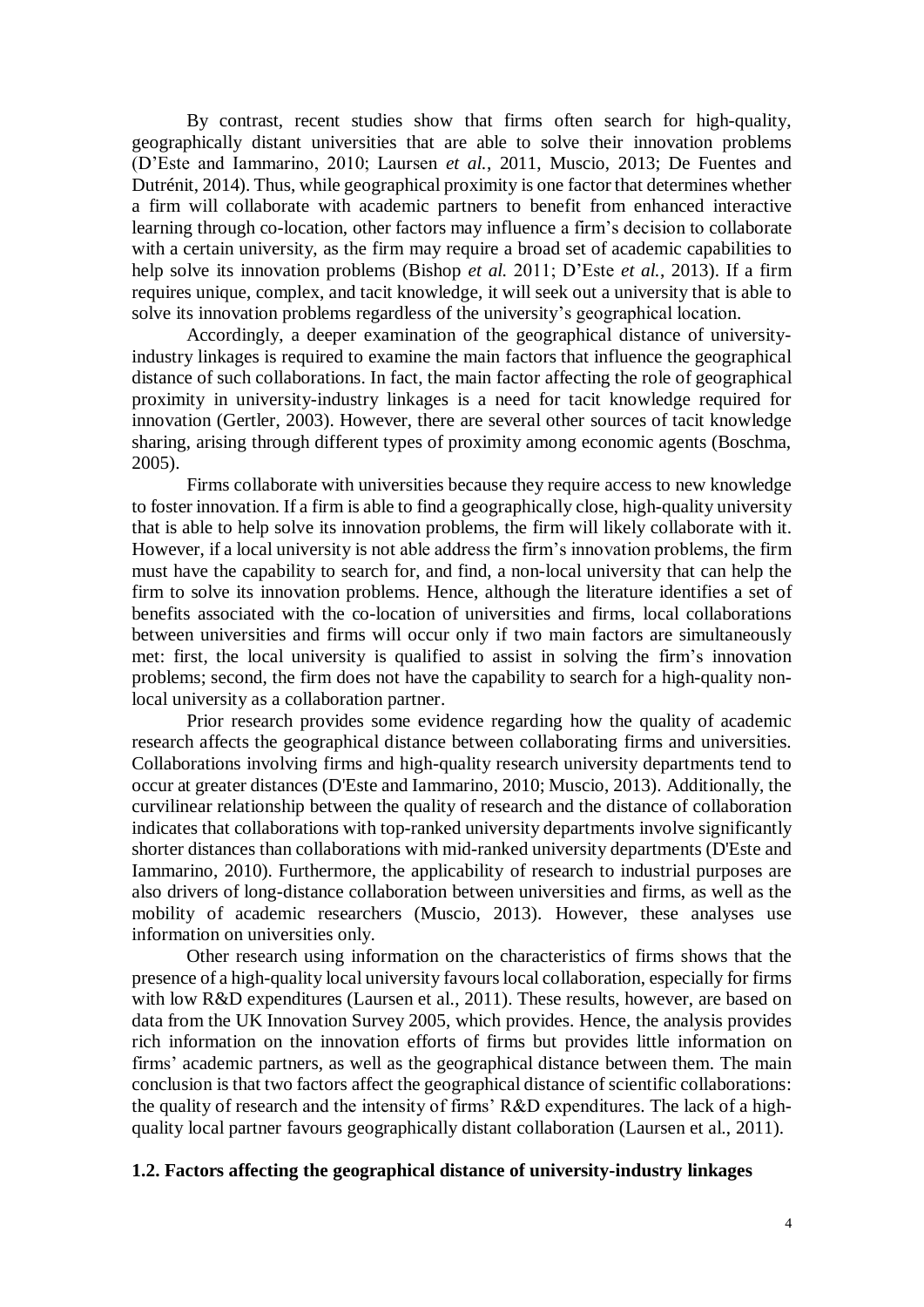By contrast, recent studies show that firms often search for high-quality, geographically distant universities that are able to solve their innovation problems (D'Este and Iammarino, 2010; Laursen *et al.*, 2011, Muscio, 2013; De Fuentes and Dutrénit, 2014). Thus, while geographical proximity is one factor that determines whether a firm will collaborate with academic partners to benefit from enhanced interactive learning through co-location, other factors may influence a firm's decision to collaborate with a certain university, as the firm may require a broad set of academic capabilities to help solve its innovation problems (Bishop *et al.* 2011; D'Este *et al.*, 2013). If a firm requires unique, complex, and tacit knowledge, it will seek out a university that is able to solve its innovation problems regardless of the university's geographical location.

Accordingly, a deeper examination of the geographical distance of university-industry linkages is required to examine the main factors that influence the geographical distance of such collaborations. In fact, the main factor affecting the role of geographical proximity in university-industry linkages is a need for tacit knowledge required for innovation (Gertler, 2003). However, there are several other sources of tacit knowledge sharing, arising through different types of proximity among economic agents (Boschma, 2005).

Firms collaborate with universities because they require access to new knowledge to foster innovation. If a firm is able to find a geographically close, high-quality university that is able to help solve its innovation problems, the firm will likely collaborate with it. However, if a local university is not able address the firm's innovation problems, the firm must have the capability to search for, and find, a non-local university that can help the firm to solve its innovation problems. Hence, although the literature identifies a set of benefits associated with the co-location of universities and firms, local collaborations between universities and firms will occur only if two main factors are simultaneously met: first, the local university is qualified to assist in solving the firm's innovation problems; second, the firm does not have the capability to search for a high-quality non-local university as a collaboration partner.

Prior research provides some evidence regarding how the quality of academic research affects the geographical distance between collaborating firms and universities. Collaborations involving firms and high-quality research university departments tend to occur at greater distances (D'Este and Iammarino, 2010; Muscio, 2013). Additionally, the curvilinear relationship between the quality of research and the distance of collaboration indicates that collaborations with top-ranked university departments involve significantly shorter distances than collaborations with mid-ranked university departments (D'Este and Iammarino, 2010). Furthermore, the applicability of research to industrial purposes are also drivers of long-distance collaboration between universities and firms, as well as the mobility of academic researchers (Muscio, 2013). However, these analyses use information on universities only.

Other research using information on the characteristics of firms shows that the presence of a high-quality local university favours local collaboration, especially for firms with low R&D expenditures (Laursen et al., 2011). These results, however, are based on data from the UK Innovation Survey 2005, which provides. Hence, the analysis provides rich information on the innovation efforts of firms but provides little information on firms' academic partners, as well as the geographical distance between them. The main conclusion is that two factors affect the geographical distance of scientific collaborations: the quality of research and the intensity of firms' R&D expenditures. The lack of a high-quality local partner favours geographically distant collaboration (Laursen et al., 2011).

### 1.2. Factors affecting the geographical distance of university-industry linkages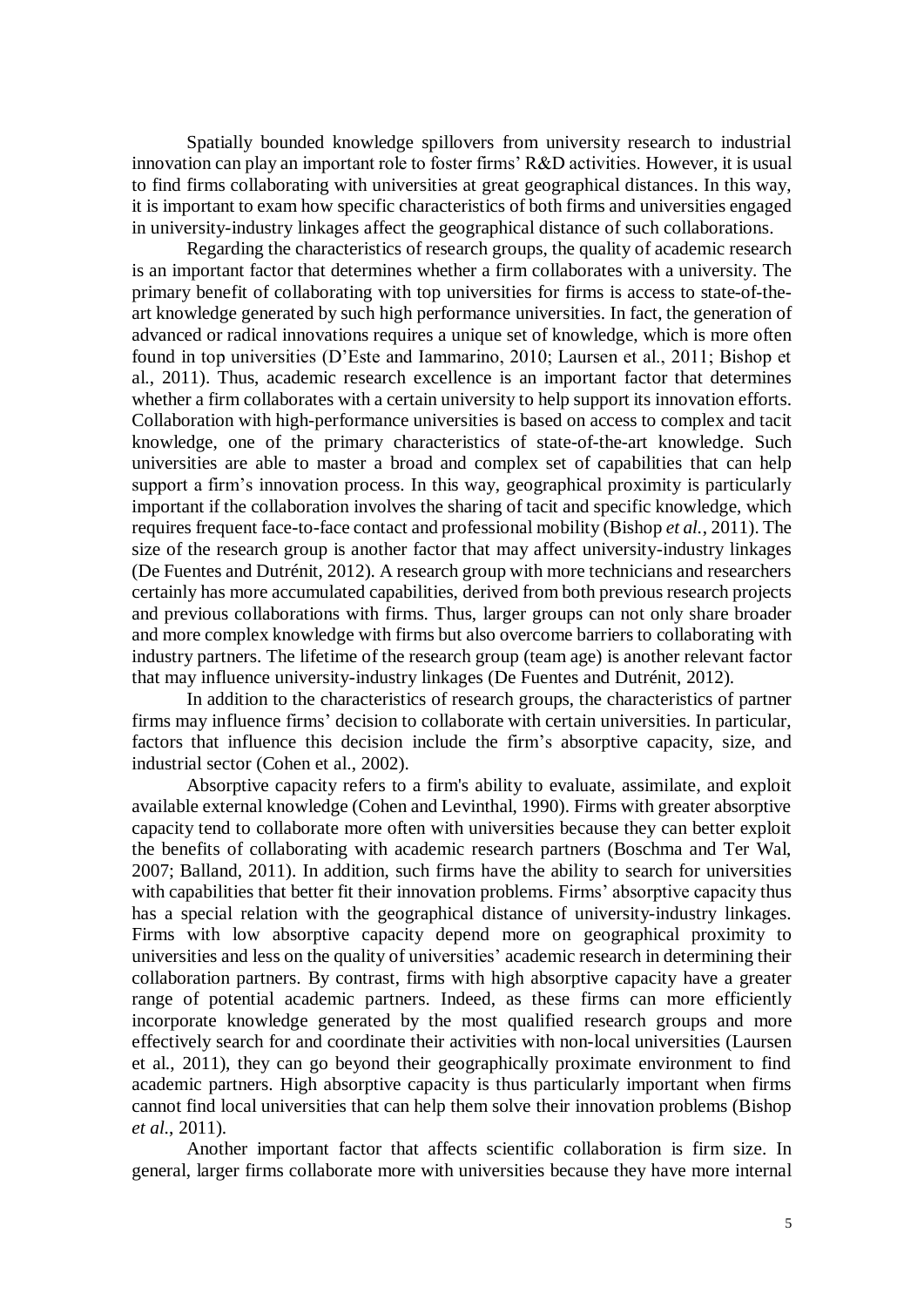Spatially bounded knowledge spillovers from university research to industrial innovation can play an important role to foster firms' R&D activities. However, it is usual to find firms collaborating with universities at great geographical distances. In this way, it is important to exam how specific characteristics of both firms and universities engaged in university-industry linkages affect the geographical distance of such collaborations.

Regarding the characteristics of research groups, the quality of academic research is an important factor that determines whether a firm collaborates with a university. The primary benefit of collaborating with top universities for firms is access to state-of-the-art knowledge generated by such high performance universities. In fact, the generation of advanced or radical innovations requires a unique set of knowledge, which is more often found in top universities (D'Este and Iammarino, 2010; Laursen et al., 2011; Bishop et al., 2011). Thus, academic research excellence is an important factor that determines whether a firm collaborates with a certain university to help support its innovation efforts. Collaboration with high-performance universities is based on access to complex and tacit knowledge, one of the primary characteristics of state-of-the-art knowledge. Such universities are able to master a broad and complex set of capabilities that can help support a firm's innovation process. In this way, geographical proximity is particularly important if the collaboration involves the sharing of tacit and specific knowledge, which requires frequent face-to-face contact and professional mobility (Bishop *et al.*, 2011). The size of the research group is another factor that may affect university-industry linkages (De Fuentes and Dutrénit, 2012). A research group with more technicians and researchers certainly has more accumulated capabilities, derived from both previous research projects and previous collaborations with firms. Thus, larger groups can not only share broader and more complex knowledge with firms but also overcome barriers to collaborating with industry partners. The lifetime of the research group (team age) is another relevant factor that may influence university-industry linkages (De Fuentes and Dutrénit, 2012).

In addition to the characteristics of research groups, the characteristics of partner firms may influence firms' decision to collaborate with certain universities. In particular, factors that influence this decision include the firm's absorptive capacity, size, and industrial sector (Cohen et al., 2002).

Absorptive capacity refers to a firm's ability to evaluate, assimilate, and exploit available external knowledge (Cohen and Levinthal, 1990). Firms with greater absorptive capacity tend to collaborate more often with universities because they can better exploit the benefits of collaborating with academic research partners (Boschma and Ter Wal, 2007; Balland, 2011). In addition, such firms have the ability to search for universities with capabilities that better fit their innovation problems. Firms' absorptive capacity thus has a special relation with the geographical distance of university-industry linkages. Firms with low absorptive capacity depend more on geographical proximity to universities and less on the quality of universities' academic research in determining their collaboration partners. By contrast, firms with high absorptive capacity have a greater range of potential academic partners. Indeed, as these firms can more efficiently incorporate knowledge generated by the most qualified research groups and more effectively search for and coordinate their activities with non-local universities (Laursen et al., 2011), they can go beyond their geographically proximate environment to find academic partners. High absorptive capacity is thus particularly important when firms cannot find local universities that can help them solve their innovation problems (Bishop *et al.*, 2011).

Another important factor that affects scientific collaboration is firm size. In general, larger firms collaborate more with universities because they have more internal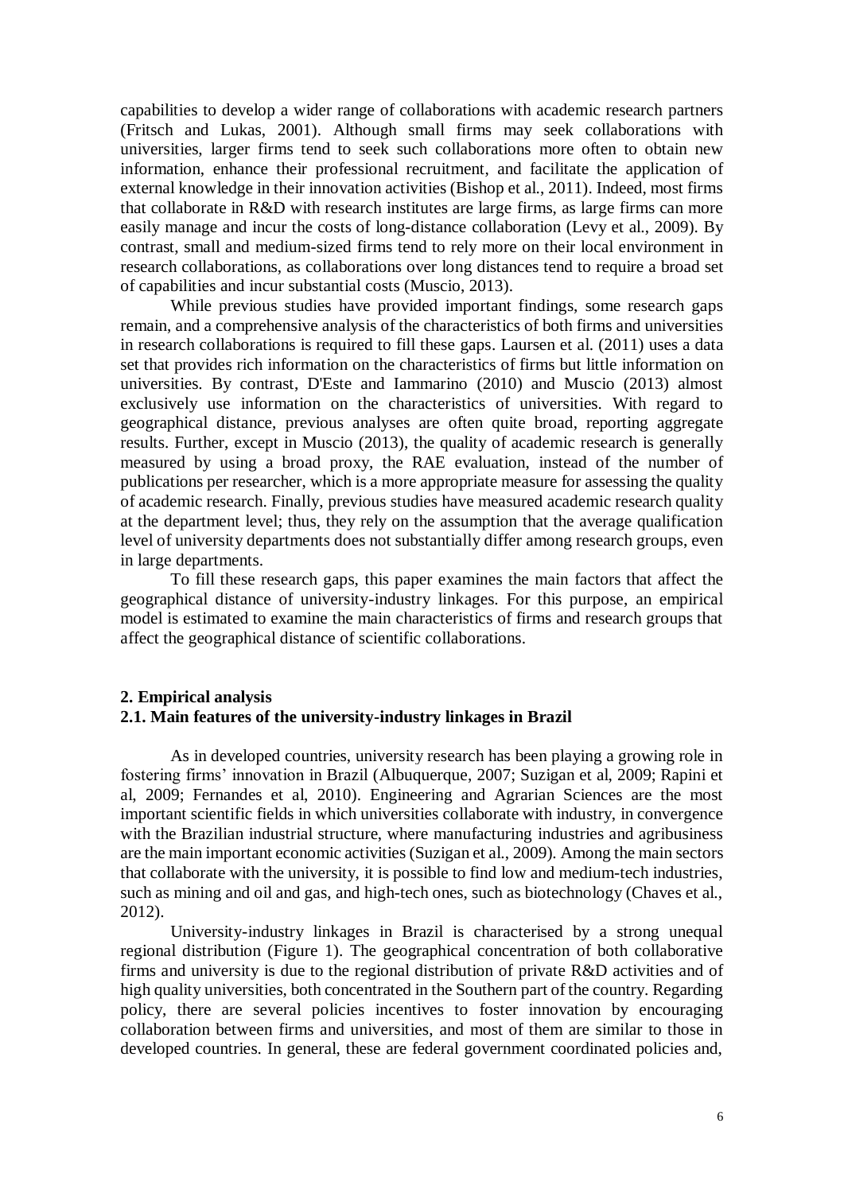capabilities to develop a wider range of collaborations with academic research partners (Fritsch and Lukas, 2001). Although small firms may seek collaborations with universities, larger firms tend to seek such collaborations more often to obtain new information, enhance their professional recruitment, and facilitate the application of external knowledge in their innovation activities (Bishop et al., 2011). Indeed, most firms that collaborate in R&D with research institutes are large firms, as large firms can more easily manage and incur the costs of long-distance collaboration (Levy et al., 2009). By contrast, small and medium-sized firms tend to rely more on their local environment in research collaborations, as collaborations over long distances tend to require a broad set of capabilities and incur substantial costs (Muscio, 2013).

While previous studies have provided important findings, some research gaps remain, and a comprehensive analysis of the characteristics of both firms and universities in research collaborations is required to fill these gaps. Laursen et al. (2011) uses a data set that provides rich information on the characteristics of firms but little information on universities. By contrast, D'Este and Iammarino (2010) and Muscio (2013) almost exclusively use information on the characteristics of universities. With regard to geographical distance, previous analyses are often quite broad, reporting aggregate results. Further, except in Muscio (2013), the quality of academic research is generally measured by using a broad proxy, the RAE evaluation, instead of the number of publications per researcher, which is a more appropriate measure for assessing the quality of academic research. Finally, previous studies have measured academic research quality at the department level; thus, they rely on the assumption that the average qualification level of university departments does not substantially differ among research groups, even in large departments.

To fill these research gaps, this paper examines the main factors that affect the geographical distance of university-industry linkages. For this purpose, an empirical model is estimated to examine the main characteristics of firms and research groups that affect the geographical distance of scientific collaborations.

## 2. Empirical analysis

### 2.1. Main features of the university-industry linkages in Brazil

As in developed countries, university research has been playing a growing role in fostering firms' innovation in Brazil (Albuquerque, 2007; Suzigan et al, 2009; Rapini et al, 2009; Fernandes et al, 2010). Engineering and Agrarian Sciences are the most important scientific fields in which universities collaborate with industry, in convergence with the Brazilian industrial structure, where manufacturing industries and agribusiness are the main important economic activities (Suzigan et al., 2009). Among the main sectors that collaborate with the university, it is possible to find low and medium-tech industries, such as mining and oil and gas, and high-tech ones, such as biotechnology (Chaves et al., 2012).

University-industry linkages in Brazil is characterised by a strong unequal regional distribution (Figure 1). The geographical concentration of both collaborative firms and university is due to the regional distribution of private R&D activities and of high quality universities, both concentrated in the Southern part of the country. Regarding policy, there are several policies incentives to foster innovation by encouraging collaboration between firms and universities, and most of them are similar to those in developed countries. In general, these are federal government coordinated policies and,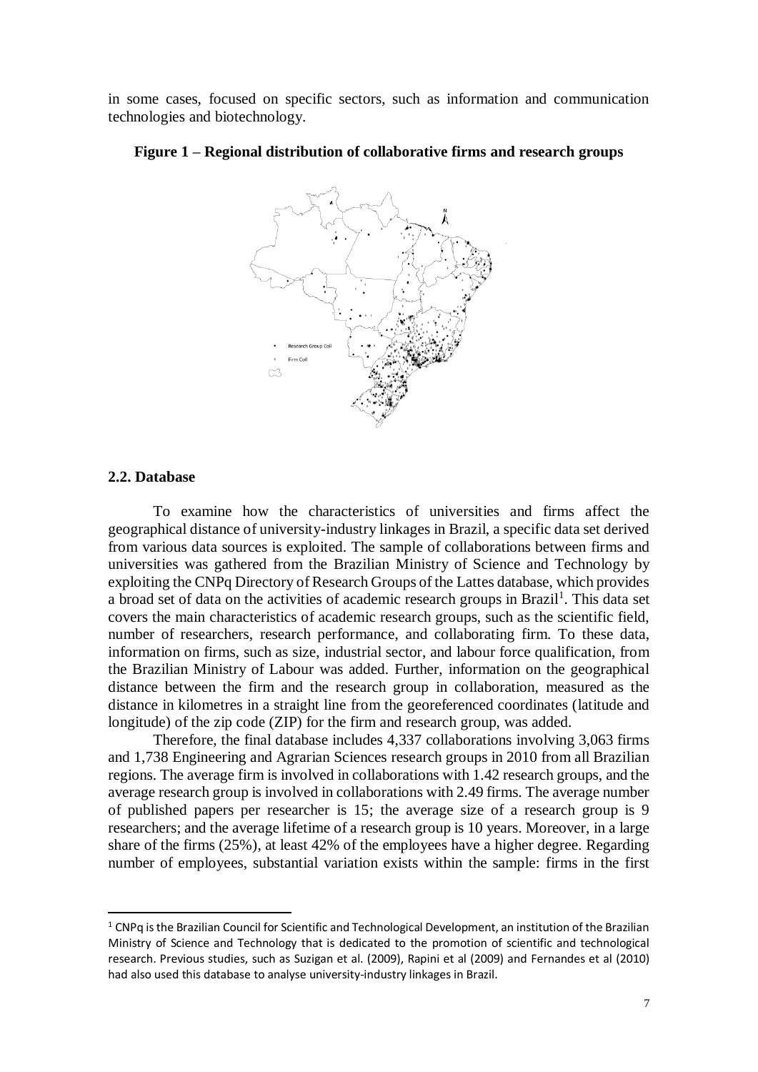in some cases, focused on specific sectors, such as information and communication technologies and biotechnology.

**Figure 1 – Regional distribution of collaborative firms and research groups**

### 2.2. Database

To examine how the characteristics of universities and firms affect the geographical distance of university-industry linkages in Brazil, a specific data set derived from various data sources is exploited. The sample of collaborations between firms and universities was gathered from the Brazilian Ministry of Science and Technology by exploiting the CNPq Directory of Research Groups of the Lattes database, which provides a broad set of data on the activities of academic research groups in Brazil[1]. This data set covers the main characteristics of academic research groups, such as the scientific field, number of researchers, research performance, and collaborating firm. To these data, information on firms, such as size, industrial sector, and labour force qualification, from the Brazilian Ministry of Labour was added. Further, information on the geographical distance between the firm and the research group in collaboration, measured as the distance in kilometres in a straight line from the georeferenced coordinates (latitude and longitude) of the zip code (ZIP) for the firm and research group, was added.

Therefore, the final database includes 4,337 collaborations involving 3,063 firms and 1,738 Engineering and Agrarian Sciences research groups in 2010 from all Brazilian regions. The average firm is involved in collaborations with 1.42 research groups, and the average research group is involved in collaborations with 2.49 firms. The average number of published papers per researcher is 15; the average size of a research group is 9 researchers; and the average lifetime of a research group is 10 years. Moreover, in a large share of the firms (25%), at least 42% of the employees have a higher degree. Regarding number of employees, substantial variation exists within the sample: firms in the first

[1] CNPq is the Brazilian Council for Scientific and Technological Development, an institution of the Brazilian Ministry of Science and Technology that is dedicated to the promotion of scientific and technological research. Previous studies, such as Suzigan et al. (2009), Rapini et al (2009) and Fernandes et al (2010) had also used this database to analyse university-industry linkages in Brazil.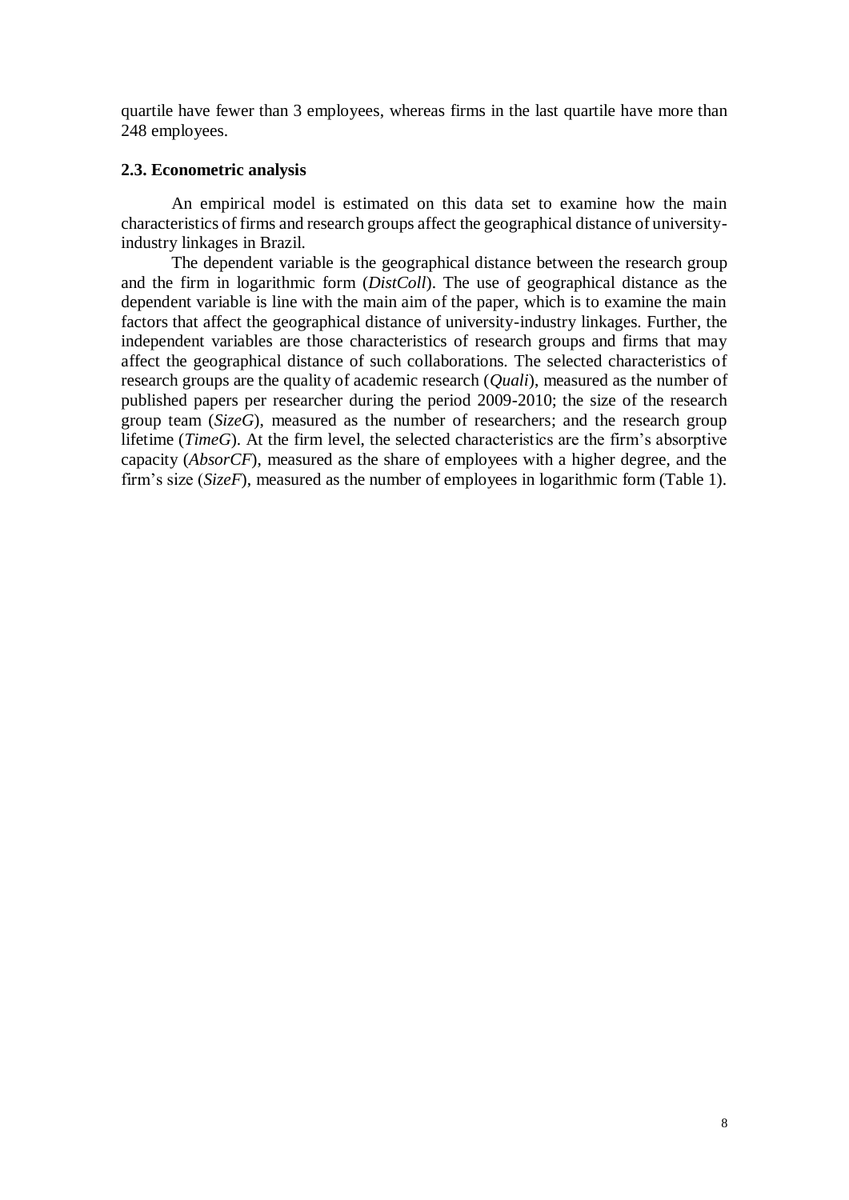quartile have fewer than 3 employees, whereas firms in the last quartile have more than 248 employees.

### 2.3. Econometric analysis

An empirical model is estimated on this data set to examine how the main characteristics of firms and research groups affect the geographical distance of university-industry linkages in Brazil.

The dependent variable is the geographical distance between the research group and the firm in logarithmic form (*DistColl*). The use of geographical distance as the dependent variable is line with the main aim of the paper, which is to examine the main factors that affect the geographical distance of university-industry linkages. Further, the independent variables are those characteristics of research groups and firms that may affect the geographical distance of such collaborations. The selected characteristics of research groups are the quality of academic research (*Quali*), measured as the number of published papers per researcher during the period 2009-2010; the size of the research group team (*SizeG*), measured as the number of researchers; and the research group lifetime (*TimeG*). At the firm level, the selected characteristics are the firm's absorptive capacity (*AbsorCF*), measured as the share of employees with a higher degree, and the firm's size (*SizeF*), measured as the number of employees in logarithmic form (Table 1).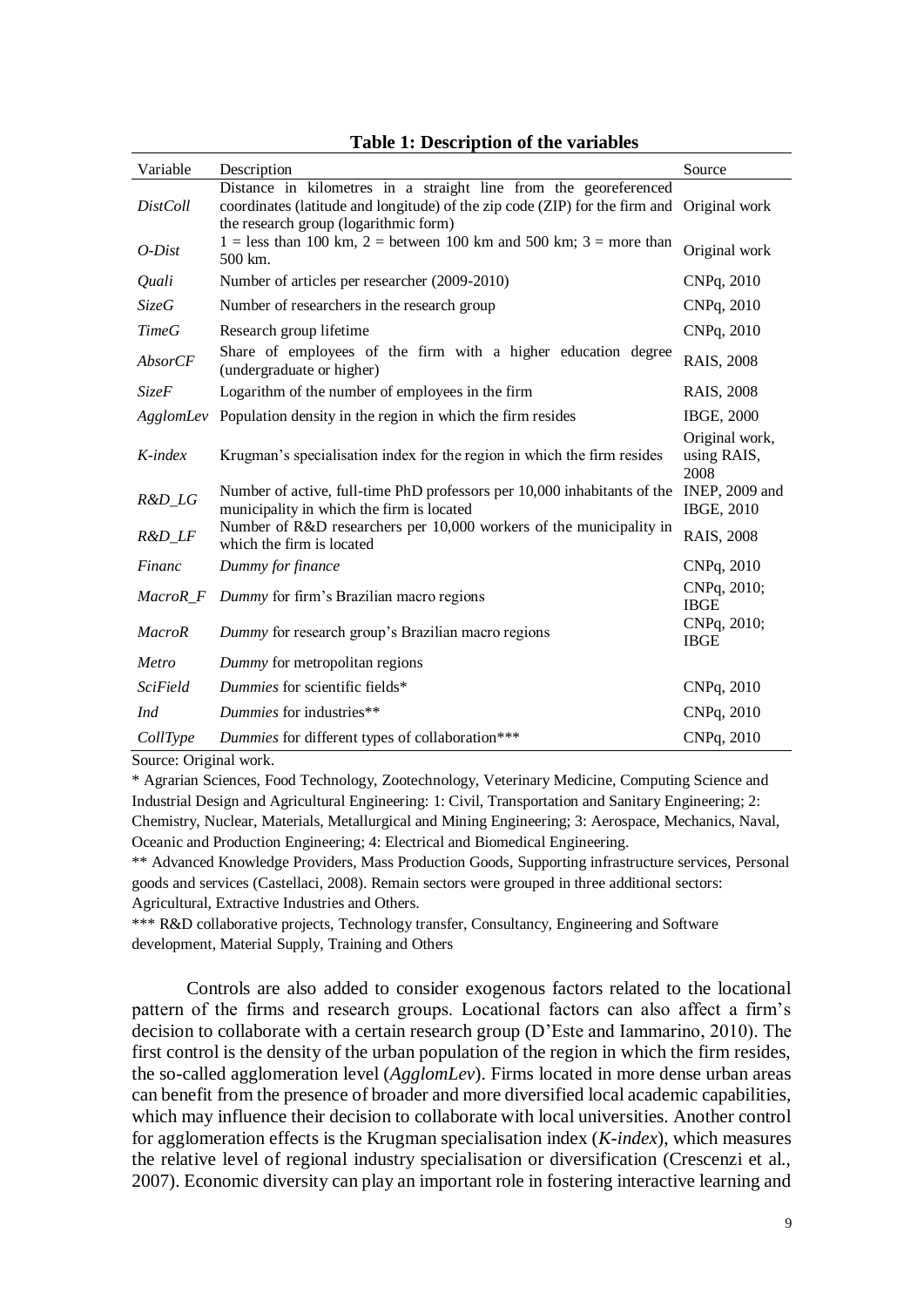**Table 1: Description of the variables**

| Variable | Description | Source |
|---|---|---|
| *DistColl* | Distance in kilometres in a straight line from the georeferenced coordinates (latitude and longitude) of the zip code (ZIP) for the firm and the research group (logarithmic form) | Original work |
| *O-Dist* | 1 = less than 100 km, 2 = between 100 km and 500 km; 3 = more than 500 km. | Original work |
| *Quali* | Number of articles per researcher (2009-2010) | CNPq, 2010 |
| *SizeG* | Number of researchers in the research group | CNPq, 2010 |
| *TimeG* | Research group lifetime | CNPq, 2010 |
| *AbsorCF* | Share of employees of the firm with a higher education degree (undergraduate or higher) | RAIS, 2008 |
| *SizeF* | Logarithm of the number of employees in the firm | RAIS, 2008 |
| *AgglomLev* | Population density in the region in which the firm resides | IBGE, 2000 |
| *K-index* | Krugman's specialisation index for the region in which the firm resides | Original work, using RAIS, 2008 |
| *R&D_LG* | Number of active, full-time PhD professors per 10,000 inhabitants of the municipality in which the firm is located | INEP, 2009 and IBGE, 2010 |
| *R&D_LF* | Number of R&D researchers per 10,000 workers of the municipality in which the firm is located | RAIS, 2008 |
| *Financ* | *Dummy for finance* | CNPq, 2010 |
| *MacroR_F* | *Dummy* for firm's Brazilian macro regions | CNPq, 2010; IBGE |
| *MacroR* | *Dummy* for research group's Brazilian macro regions | CNPq, 2010; IBGE |
| *Metro* | *Dummy* for metropolitan regions | |
| *SciField* | *Dummies* for scientific fields* | CNPq, 2010 |
| *Ind* | *Dummies* for industries** | CNPq, 2010 |
| *CollType* | *Dummies* for different types of collaboration*** | CNPq, 2010 |

Source: Original work.

\* Agrarian Sciences, Food Technology, Zootechnology, Veterinary Medicine, Computing Science and Industrial Design and Agricultural Engineering: 1: Civil, Transportation and Sanitary Engineering; 2: Chemistry, Nuclear, Materials, Metallurgical and Mining Engineering; 3: Aerospace, Mechanics, Naval, Oceanic and Production Engineering; 4: Electrical and Biomedical Engineering.

\*\* Advanced Knowledge Providers, Mass Production Goods, Supporting infrastructure services, Personal goods and services (Castellaci, 2008). Remain sectors were grouped in three additional sectors: Agricultural, Extractive Industries and Others.

\*\*\* R&D collaborative projects, Technology transfer, Consultancy, Engineering and Software development, Material Supply, Training and Others

Controls are also added to consider exogenous factors related to the locational pattern of the firms and research groups. Locational factors can also affect a firm's decision to collaborate with a certain research group (D'Este and Iammarino, 2010). The first control is the density of the urban population of the region in which the firm resides, the so-called agglomeration level (*AgglomLev*). Firms located in more dense urban areas can benefit from the presence of broader and more diversified local academic capabilities, which may influence their decision to collaborate with local universities. Another control for agglomeration effects is the Krugman specialisation index (*K-index*), which measures the relative level of regional industry specialisation or diversification (Crescenzi et al., 2007). Economic diversity can play an important role in fostering interactive learning and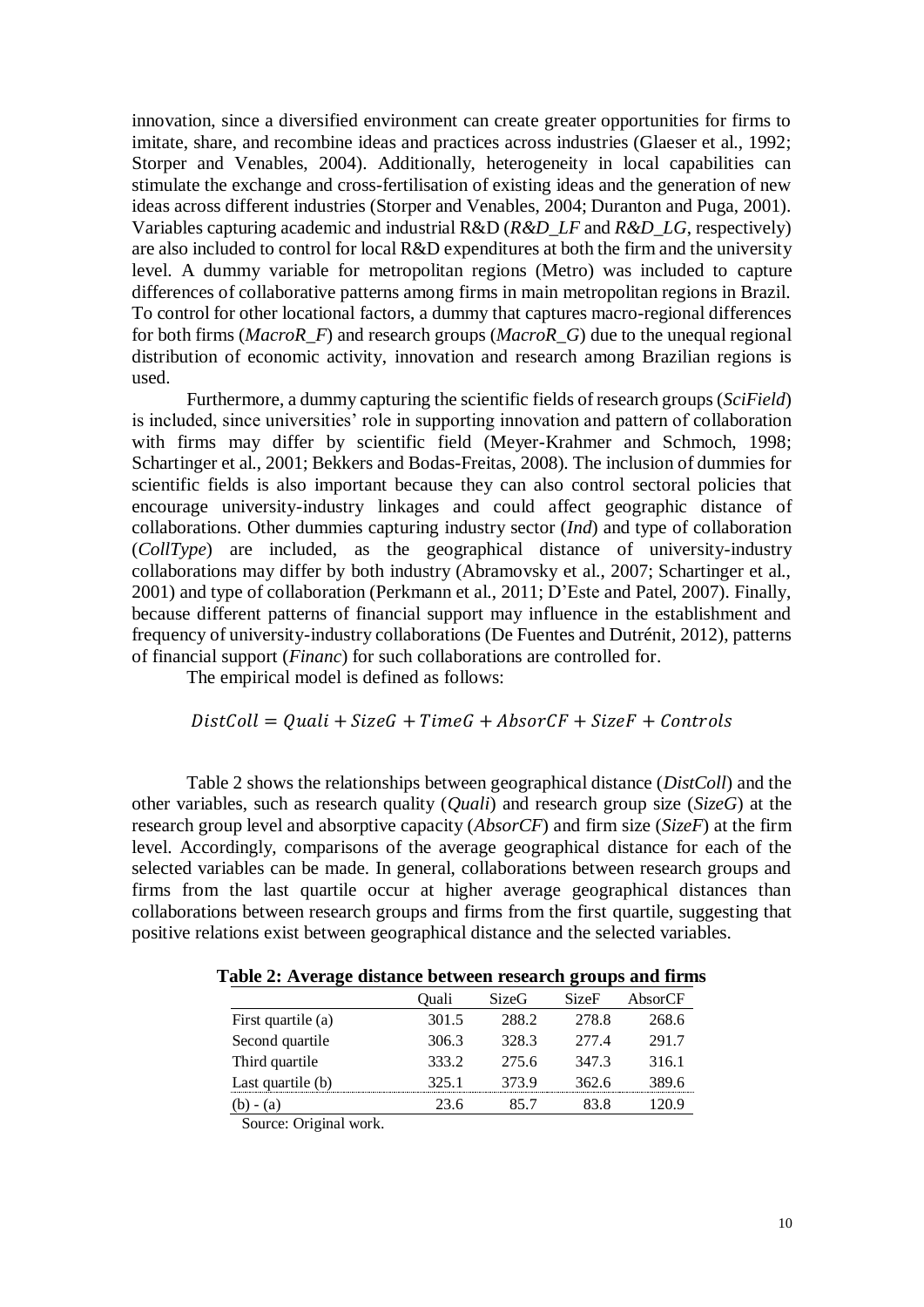innovation, since a diversified environment can create greater opportunities for firms to imitate, share, and recombine ideas and practices across industries (Glaeser et al., 1992; Storper and Venables, 2004). Additionally, heterogeneity in local capabilities can stimulate the exchange and cross-fertilisation of existing ideas and the generation of new ideas across different industries (Storper and Venables, 2004; Duranton and Puga, 2001). Variables capturing academic and industrial R&D (*R&D_LF* and *R&D_LG*, respectively) are also included to control for local R&D expenditures at both the firm and the university level. A dummy variable for metropolitan regions (Metro) was included to capture differences of collaborative patterns among firms in main metropolitan regions in Brazil. To control for other locational factors, a dummy that captures macro-regional differences for both firms (*MacroR_F*) and research groups (*MacroR_G*) due to the unequal regional distribution of economic activity, innovation and research among Brazilian regions is used.

Furthermore, a dummy capturing the scientific fields of research groups (*SciField*) is included, since universities' role in supporting innovation and pattern of collaboration with firms may differ by scientific field (Meyer-Krahmer and Schmoch, 1998; Schartinger et al., 2001; Bekkers and Bodas-Freitas, 2008). The inclusion of dummies for scientific fields is also important because they can also control sectoral policies that encourage university-industry linkages and could affect geographic distance of collaborations. Other dummies capturing industry sector (*Ind*) and type of collaboration (*CollType*) are included, as the geographical distance of university-industry collaborations may differ by both industry (Abramovsky et al., 2007; Schartinger et al., 2001) and type of collaboration (Perkmann et al., 2011; D'Este and Patel, 2007). Finally, because different patterns of financial support may influence in the establishment and frequency of university-industry collaborations (De Fuentes and Dutrénit, 2012), patterns of financial support (*Financ*) for such collaborations are controlled for.

The empirical model is defined as follows:

$$DistColl = Quali + SizeG + TimeG + AbsorCF + SizeF + Controls$$

Table 2 shows the relationships between geographical distance (*DistColl*) and the other variables, such as research quality (*Quali*) and research group size (*SizeG*) at the research group level and absorptive capacity (*AbsorCF*) and firm size (*SizeF*) at the firm level. Accordingly, comparisons of the average geographical distance for each of the selected variables can be made. In general, collaborations between research groups and firms from the last quartile occur at higher average geographical distances than collaborations between research groups and firms from the first quartile, suggesting that positive relations exist between geographical distance and the selected variables.

**Table 2: Average distance between research groups and firms**

| | Quali | SizeG | SizeF | AbsorCF |
|---|---|---|---|---|
| First quartile (a) | 301.5 | 288.2 | 278.8 | 268.6 |
| Second quartile | 306.3 | 328.3 | 277.4 | 291.7 |
| Third quartile | 333.2 | 275.6 | 347.3 | 316.1 |
| Last quartile (b) | 325.1 | 373.9 | 362.6 | 389.6 |
| (b) - (a) | 23.6 | 85.7 | 83.8 | 120.9 |

Source: Original work.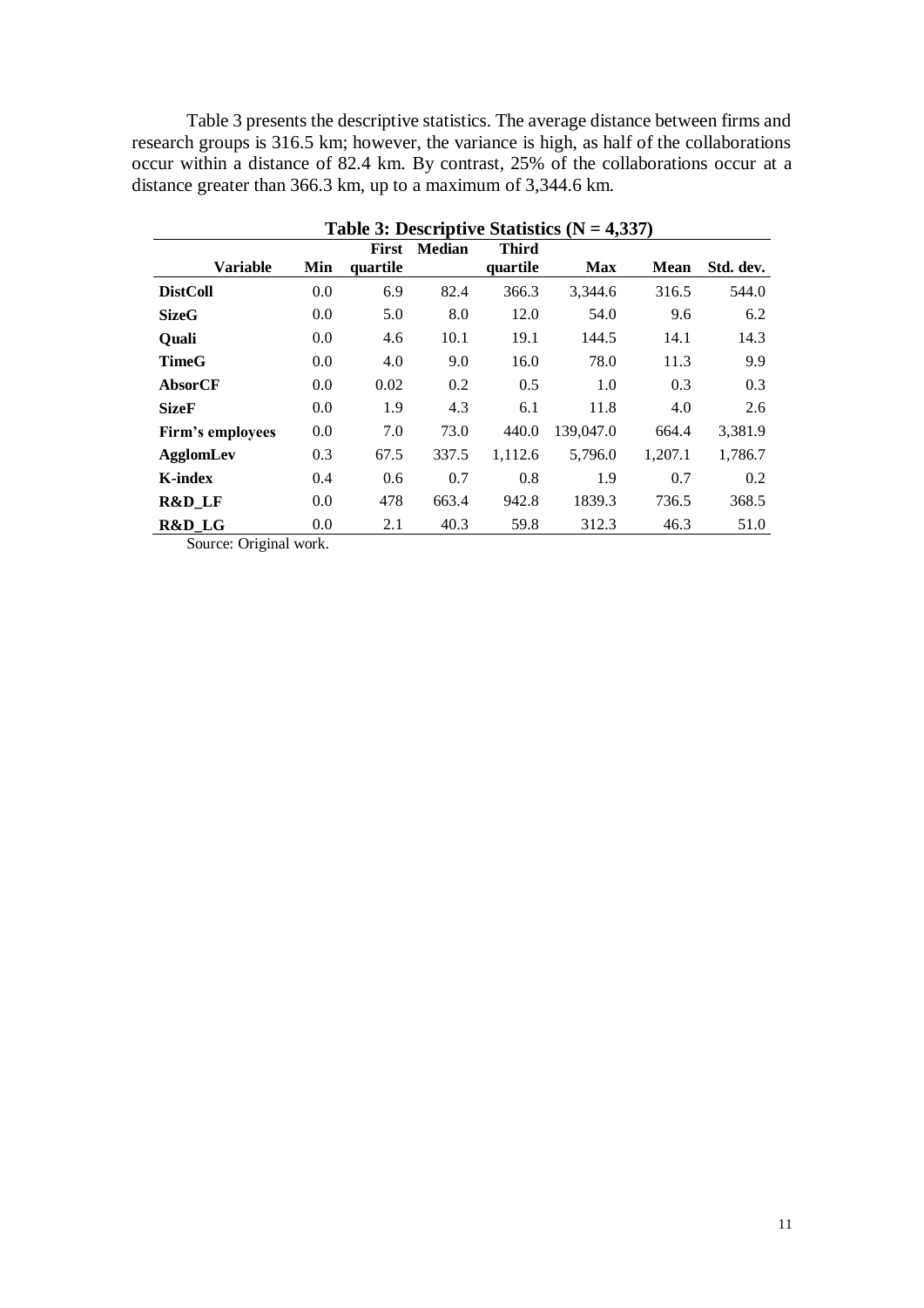Table 3 presents the descriptive statistics. The average distance between firms and research groups is 316.5 km; however, the variance is high, as half of the collaborations occur within a distance of 82.4 km. By contrast, 25% of the collaborations occur at a distance greater than 366.3 km, up to a maximum of 3,344.6 km.

**Table 3: Descriptive Statistics (N = 4,337)**

| Variable | Min | First quartile | Median | Third quartile | Max | Mean | Std. dev. |
|---|---|---|---|---|---|---|---|
| **DistColl** | 0.0 | 6.9 | 82.4 | 366.3 | 3,344.6 | 316.5 | 544.0 |
| **SizeG** | 0.0 | 5.0 | 8.0 | 12.0 | 54.0 | 9.6 | 6.2 |
| **Quali** | 0.0 | 4.6 | 10.1 | 19.1 | 144.5 | 14.1 | 14.3 |
| **TimeG** | 0.0 | 4.0 | 9.0 | 16.0 | 78.0 | 11.3 | 9.9 |
| **AbsorCF** | 0.0 | 0.02 | 0.2 | 0.5 | 1.0 | 0.3 | 0.3 |
| **SizeF** | 0.0 | 1.9 | 4.3 | 6.1 | 11.8 | 4.0 | 2.6 |
| **Firm's employees** | 0.0 | 7.0 | 73.0 | 440.0 | 139,047.0 | 664.4 | 3,381.9 |
| **AgglomLev** | 0.3 | 67.5 | 337.5 | 1,112.6 | 5,796.0 | 1,207.1 | 1,786.7 |
| **K-index** | 0.4 | 0.6 | 0.7 | 0.8 | 1.9 | 0.7 | 0.2 |
| **R&D_LF** | 0.0 | 478 | 663.4 | 942.8 | 1839.3 | 736.5 | 368.5 |
| **R&D_LG** | 0.0 | 2.1 | 40.3 | 59.8 | 312.3 | 46.3 | 51.0 |

Source: Original work.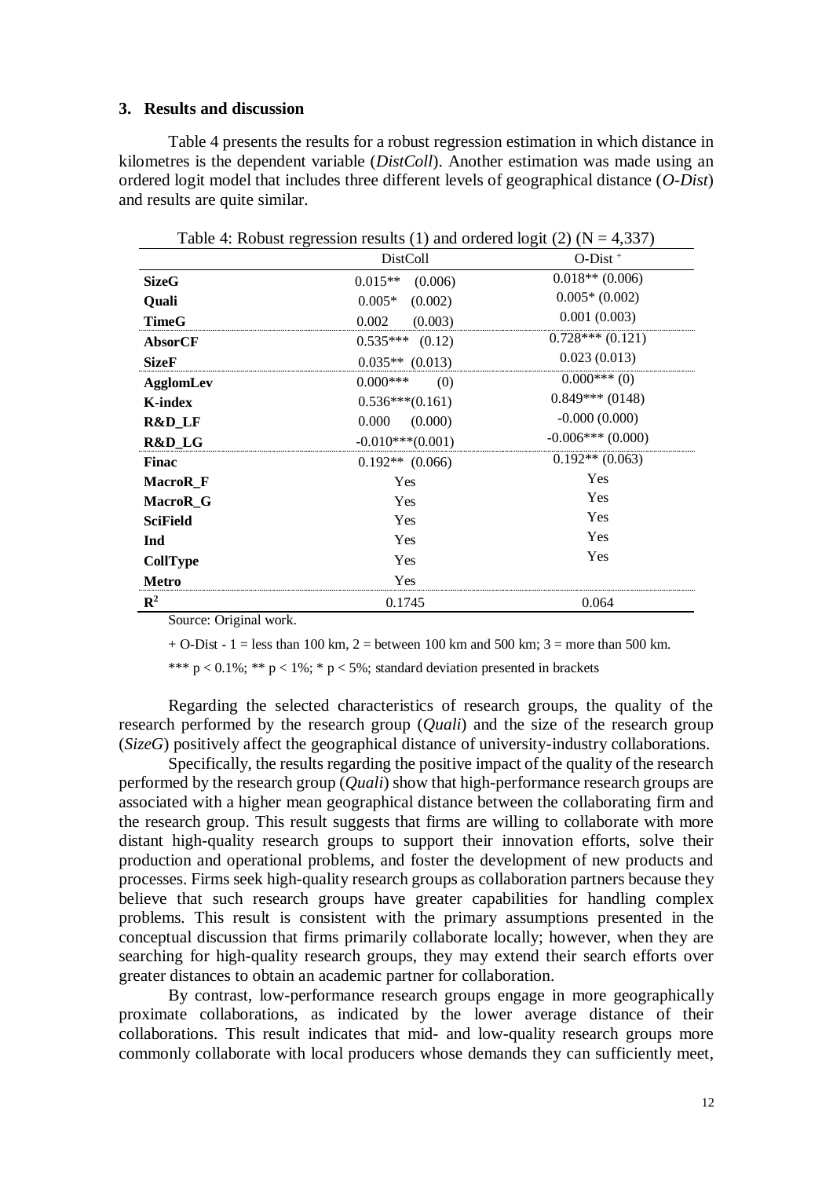## 3. Results and discussion

Table 4 presents the results for a robust regression estimation in which distance in kilometres is the dependent variable (*DistColl*). Another estimation was made using an ordered logit model that includes three different levels of geographical distance (*O-Dist*) and results are quite similar.

Table 4: Robust regression results (1) and ordered logit (2) (N = 4,337)

| | DistColl | O-Dist + |
|---|---|---|
| **SizeG** | 0.015** (0.006) | 0.018** (0.006) |
| **Quali** | 0.005* (0.002) | 0.005* (0.002) |
| **TimeG** | 0.002 (0.003) | 0.001 (0.003) |
| **AbsorCF** | 0.535*** (0.12) | 0.728*** (0.121) |
| **SizeF** | 0.035** (0.013) | 0.023 (0.013) |
| **AgglomLev** | 0.000*** (0) | 0.000*** (0) |
| **K-index** | 0.536***(0.161) | 0.849*** (0148) |
| **R&D_LF** | 0.000 (0.000) | -0.000 (0.000) |
| **R&D_LG** | -0.010***(0.001) | -0.006*** (0.000) |
| **Finac** | 0.192** (0.066) | 0.192** (0.063) |
| **MacroR_F** | Yes | Yes |
| **MacroR_G** | Yes | Yes |
| **SciField** | Yes | Yes |
| **Ind** | Yes | Yes |
| **CollType** | Yes | Yes |
| **Metro** | Yes | |
| $R^2$ | 0.1745 | 0.064 |

Source: Original work.

+ O-Dist - 1 = less than 100 km, 2 = between 100 km and 500 km; 3 = more than 500 km.

*** $p < 0.1\%$; ** $p < 1\%$; * $p < 5\%$; standard deviation presented in brackets

Regarding the selected characteristics of research groups, the quality of the research performed by the research group (*Quali*) and the size of the research group (*SizeG*) positively affect the geographical distance of university-industry collaborations.

Specifically, the results regarding the positive impact of the quality of the research performed by the research group (*Quali*) show that high-performance research groups are associated with a higher mean geographical distance between the collaborating firm and the research group. This result suggests that firms are willing to collaborate with more distant high-quality research groups to support their innovation efforts, solve their production and operational problems, and foster the development of new products and processes. Firms seek high-quality research groups as collaboration partners because they believe that such research groups have greater capabilities for handling complex problems. This result is consistent with the primary assumptions presented in the conceptual discussion that firms primarily collaborate locally; however, when they are searching for high-quality research groups, they may extend their search efforts over greater distances to obtain an academic partner for collaboration.

By contrast, low-performance research groups engage in more geographically proximate collaborations, as indicated by the lower average distance of their collaborations. This result indicates that mid- and low-quality research groups more commonly collaborate with local producers whose demands they can sufficiently meet,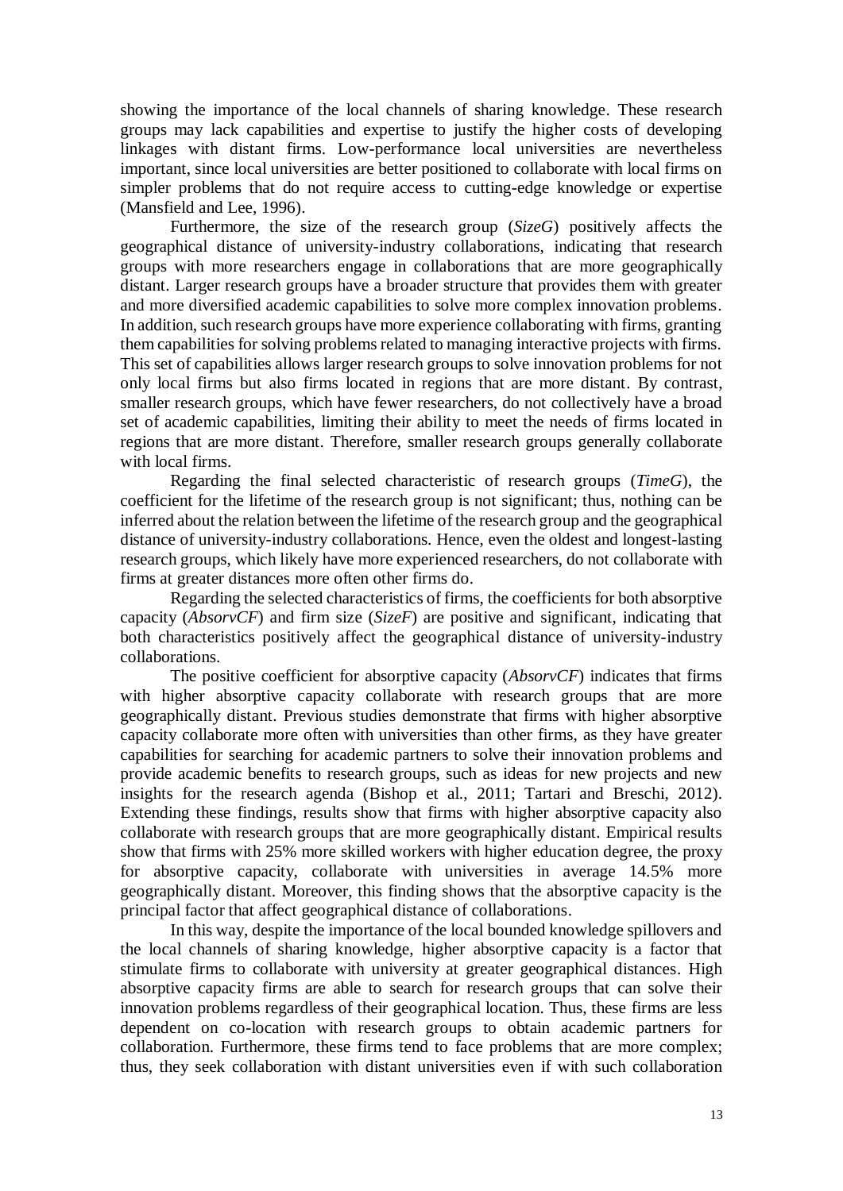showing the importance of the local channels of sharing knowledge. These research groups may lack capabilities and expertise to justify the higher costs of developing linkages with distant firms. Low-performance local universities are nevertheless important, since local universities are better positioned to collaborate with local firms on simpler problems that do not require access to cutting-edge knowledge or expertise (Mansfield and Lee, 1996).

Furthermore, the size of the research group (*SizeG*) positively affects the geographical distance of university-industry collaborations, indicating that research groups with more researchers engage in collaborations that are more geographically distant. Larger research groups have a broader structure that provides them with greater and more diversified academic capabilities to solve more complex innovation problems. In addition, such research groups have more experience collaborating with firms, granting them capabilities for solving problems related to managing interactive projects with firms. This set of capabilities allows larger research groups to solve innovation problems for not only local firms but also firms located in regions that are more distant. By contrast, smaller research groups, which have fewer researchers, do not collectively have a broad set of academic capabilities, limiting their ability to meet the needs of firms located in regions that are more distant. Therefore, smaller research groups generally collaborate with local firms.

Regarding the final selected characteristic of research groups (*TimeG*), the coefficient for the lifetime of the research group is not significant; thus, nothing can be inferred about the relation between the lifetime of the research group and the geographical distance of university-industry collaborations. Hence, even the oldest and longest-lasting research groups, which likely have more experienced researchers, do not collaborate with firms at greater distances more often other firms do.

Regarding the selected characteristics of firms, the coefficients for both absorptive capacity (*AbsorvCF*) and firm size (*SizeF*) are positive and significant, indicating that both characteristics positively affect the geographical distance of university-industry collaborations.

The positive coefficient for absorptive capacity (*AbsorvCF*) indicates that firms with higher absorptive capacity collaborate with research groups that are more geographically distant. Previous studies demonstrate that firms with higher absorptive capacity collaborate more often with universities than other firms, as they have greater capabilities for searching for academic partners to solve their innovation problems and provide academic benefits to research groups, such as ideas for new projects and new insights for the research agenda (Bishop et al., 2011; Tartari and Breschi, 2012). Extending these findings, results show that firms with higher absorptive capacity also collaborate with research groups that are more geographically distant. Empirical results show that firms with 25% more skilled workers with higher education degree, the proxy for absorptive capacity, collaborate with universities in average 14.5% more geographically distant. Moreover, this finding shows that the absorptive capacity is the principal factor that affect geographical distance of collaborations.

In this way, despite the importance of the local bounded knowledge spillovers and the local channels of sharing knowledge, higher absorptive capacity is a factor that stimulate firms to collaborate with university at greater geographical distances. High absorptive capacity firms are able to search for research groups that can solve their innovation problems regardless of their geographical location. Thus, these firms are less dependent on co-location with research groups to obtain academic partners for collaboration. Furthermore, these firms tend to face problems that are more complex; thus, they seek collaboration with distant universities even if with such collaboration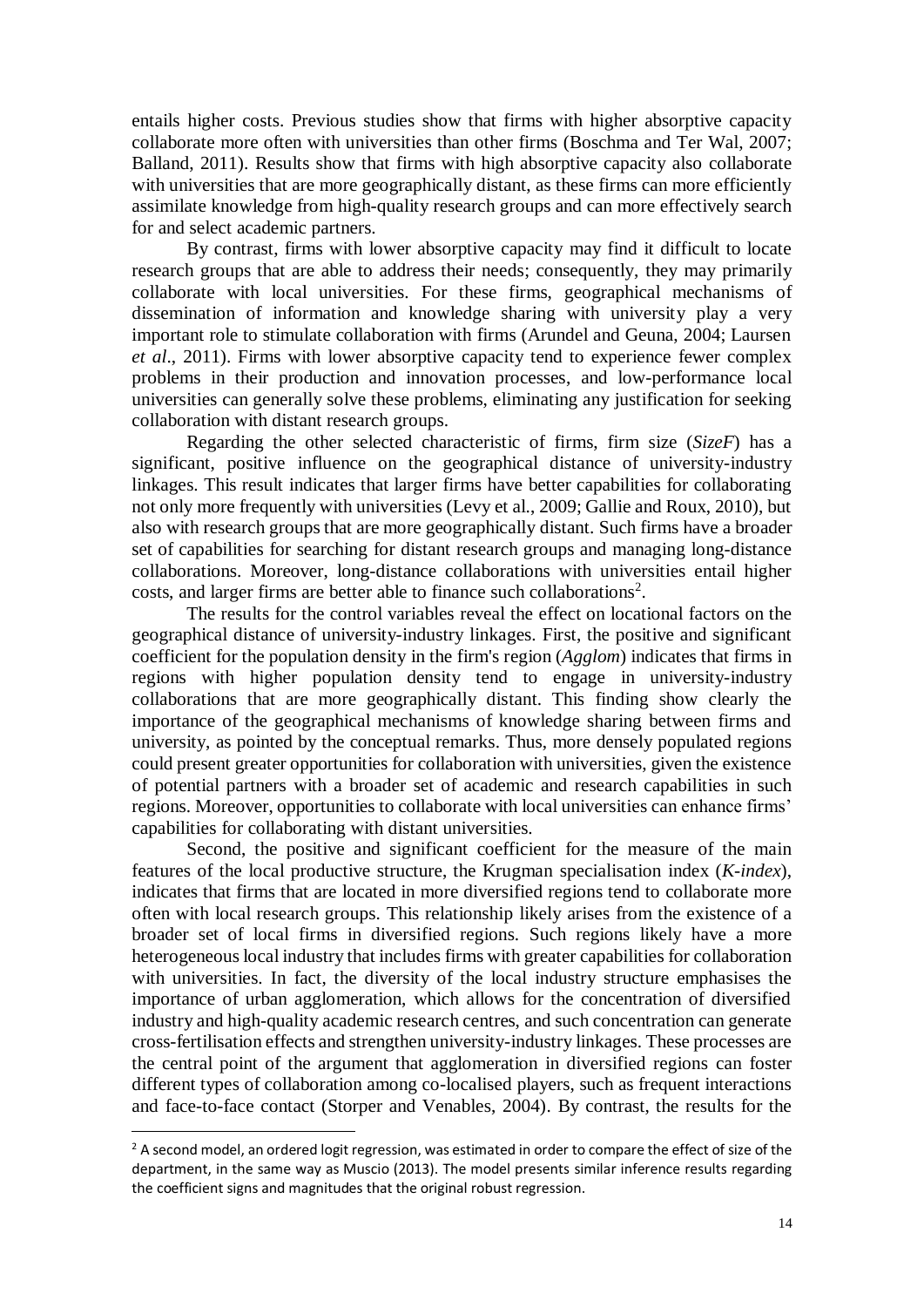entails higher costs. Previous studies show that firms with higher absorptive capacity collaborate more often with universities than other firms (Boschma and Ter Wal, 2007; Balland, 2011). Results show that firms with high absorptive capacity also collaborate with universities that are more geographically distant, as these firms can more efficiently assimilate knowledge from high-quality research groups and can more effectively search for and select academic partners.

By contrast, firms with lower absorptive capacity may find it difficult to locate research groups that are able to address their needs; consequently, they may primarily collaborate with local universities. For these firms, geographical mechanisms of dissemination of information and knowledge sharing with university play a very important role to stimulate collaboration with firms (Arundel and Geuna, 2004; Laursen *et al*., 2011). Firms with lower absorptive capacity tend to experience fewer complex problems in their production and innovation processes, and low-performance local universities can generally solve these problems, eliminating any justification for seeking collaboration with distant research groups.

Regarding the other selected characteristic of firms, firm size (*SizeF*) has a significant, positive influence on the geographical distance of university-industry linkages. This result indicates that larger firms have better capabilities for collaborating not only more frequently with universities (Levy et al., 2009; Gallie and Roux, 2010), but also with research groups that are more geographically distant. Such firms have a broader set of capabilities for searching for distant research groups and managing long-distance collaborations. Moreover, long-distance collaborations with universities entail higher costs, and larger firms are better able to finance such collaborations[2].

The results for the control variables reveal the effect on locational factors on the geographical distance of university-industry linkages. First, the positive and significant coefficient for the population density in the firm's region (*Agglom*) indicates that firms in regions with higher population density tend to engage in university-industry collaborations that are more geographically distant. This finding show clearly the importance of the geographical mechanisms of knowledge sharing between firms and university, as pointed by the conceptual remarks. Thus, more densely populated regions could present greater opportunities for collaboration with universities, given the existence of potential partners with a broader set of academic and research capabilities in such regions. Moreover, opportunities to collaborate with local universities can enhance firms' capabilities for collaborating with distant universities.

Second, the positive and significant coefficient for the measure of the main features of the local productive structure, the Krugman specialisation index (*K-index*), indicates that firms that are located in more diversified regions tend to collaborate more often with local research groups. This relationship likely arises from the existence of a broader set of local firms in diversified regions. Such regions likely have a more heterogeneous local industry that includes firms with greater capabilities for collaboration with universities. In fact, the diversity of the local industry structure emphasises the importance of urban agglomeration, which allows for the concentration of diversified industry and high-quality academic research centres, and such concentration can generate cross-fertilisation effects and strengthen university-industry linkages. These processes are the central point of the argument that agglomeration in diversified regions can foster different types of collaboration among co-localised players, such as frequent interactions and face-to-face contact (Storper and Venables, 2004). By contrast, the results for the

[2] A second model, an ordered logit regression, was estimated in order to compare the effect of size of the department, in the same way as Muscio (2013). The model presents similar inference results regarding the coefficient signs and magnitudes that the original robust regression.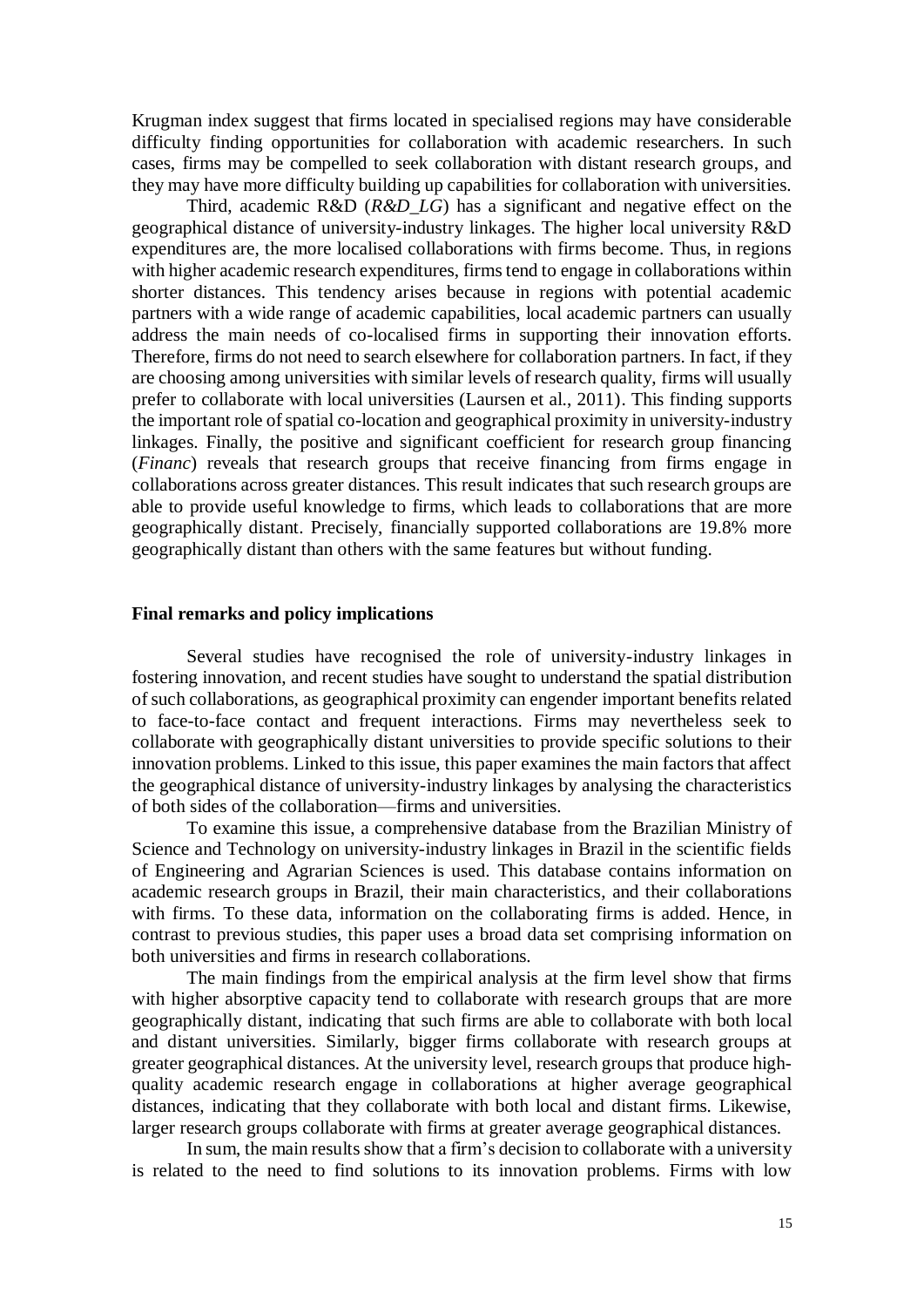Krugman index suggest that firms located in specialised regions may have considerable difficulty finding opportunities for collaboration with academic researchers. In such cases, firms may be compelled to seek collaboration with distant research groups, and they may have more difficulty building up capabilities for collaboration with universities.

Third, academic R&D (*R&D_LG*) has a significant and negative effect on the geographical distance of university-industry linkages. The higher local university R&D expenditures are, the more localised collaborations with firms become. Thus, in regions with higher academic research expenditures, firms tend to engage in collaborations within shorter distances. This tendency arises because in regions with potential academic partners with a wide range of academic capabilities, local academic partners can usually address the main needs of co-localised firms in supporting their innovation efforts. Therefore, firms do not need to search elsewhere for collaboration partners. In fact, if they are choosing among universities with similar levels of research quality, firms will usually prefer to collaborate with local universities (Laursen et al., 2011). This finding supports the important role of spatial co-location and geographical proximity in university-industry linkages. Finally, the positive and significant coefficient for research group financing (*Financ*) reveals that research groups that receive financing from firms engage in collaborations across greater distances. This result indicates that such research groups are able to provide useful knowledge to firms, which leads to collaborations that are more geographically distant. Precisely, financially supported collaborations are 19.8% more geographically distant than others with the same features but without funding.

## Final remarks and policy implications

Several studies have recognised the role of university-industry linkages in fostering innovation, and recent studies have sought to understand the spatial distribution of such collaborations, as geographical proximity can engender important benefits related to face-to-face contact and frequent interactions. Firms may nevertheless seek to collaborate with geographically distant universities to provide specific solutions to their innovation problems. Linked to this issue, this paper examines the main factors that affect the geographical distance of university-industry linkages by analysing the characteristics of both sides of the collaboration—firms and universities.

To examine this issue, a comprehensive database from the Brazilian Ministry of Science and Technology on university-industry linkages in Brazil in the scientific fields of Engineering and Agrarian Sciences is used. This database contains information on academic research groups in Brazil, their main characteristics, and their collaborations with firms. To these data, information on the collaborating firms is added. Hence, in contrast to previous studies, this paper uses a broad data set comprising information on both universities and firms in research collaborations.

The main findings from the empirical analysis at the firm level show that firms with higher absorptive capacity tend to collaborate with research groups that are more geographically distant, indicating that such firms are able to collaborate with both local and distant universities. Similarly, bigger firms collaborate with research groups at greater geographical distances. At the university level, research groups that produce high-quality academic research engage in collaborations at higher average geographical distances, indicating that they collaborate with both local and distant firms. Likewise, larger research groups collaborate with firms at greater average geographical distances.

In sum, the main results show that a firm's decision to collaborate with a university is related to the need to find solutions to its innovation problems. Firms with low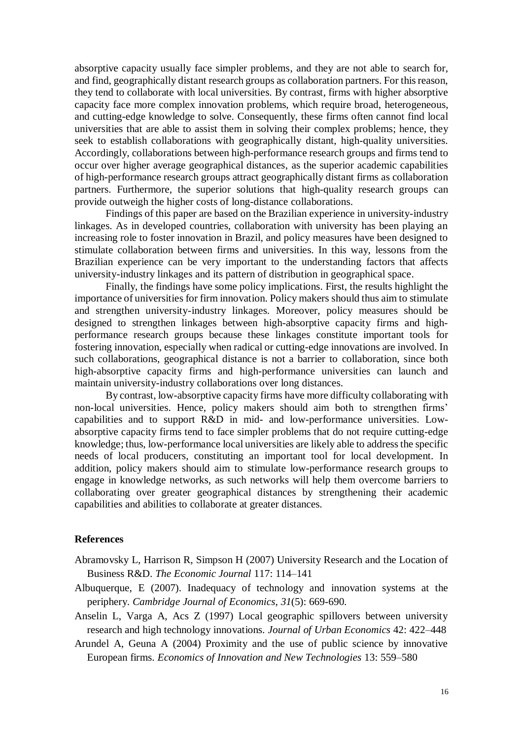absorptive capacity usually face simpler problems, and they are not able to search for, and find, geographically distant research groups as collaboration partners. For this reason, they tend to collaborate with local universities. By contrast, firms with higher absorptive capacity face more complex innovation problems, which require broad, heterogeneous, and cutting-edge knowledge to solve. Consequently, these firms often cannot find local universities that are able to assist them in solving their complex problems; hence, they seek to establish collaborations with geographically distant, high-quality universities. Accordingly, collaborations between high-performance research groups and firms tend to occur over higher average geographical distances, as the superior academic capabilities of high-performance research groups attract geographically distant firms as collaboration partners. Furthermore, the superior solutions that high-quality research groups can provide outweigh the higher costs of long-distance collaborations.

Findings of this paper are based on the Brazilian experience in university-industry linkages. As in developed countries, collaboration with university has been playing an increasing role to foster innovation in Brazil, and policy measures have been designed to stimulate collaboration between firms and universities. In this way, lessons from the Brazilian experience can be very important to the understanding factors that affects university-industry linkages and its pattern of distribution in geographical space.

Finally, the findings have some policy implications. First, the results highlight the importance of universities for firm innovation. Policy makers should thus aim to stimulate and strengthen university-industry linkages. Moreover, policy measures should be designed to strengthen linkages between high-absorptive capacity firms and high-performance research groups because these linkages constitute important tools for fostering innovation, especially when radical or cutting-edge innovations are involved. In such collaborations, geographical distance is not a barrier to collaboration, since both high-absorptive capacity firms and high-performance universities can launch and maintain university-industry collaborations over long distances.

By contrast, low-absorptive capacity firms have more difficulty collaborating with non-local universities. Hence, policy makers should aim both to strengthen firms' capabilities and to support R&D in mid- and low-performance universities. Low-absorptive capacity firms tend to face simpler problems that do not require cutting-edge knowledge; thus, low-performance local universities are likely able to address the specific needs of local producers, constituting an important tool for local development. In addition, policy makers should aim to stimulate low-performance research groups to engage in knowledge networks, as such networks will help them overcome barriers to collaborating over greater geographical distances by strengthening their academic capabilities and abilities to collaborate at greater distances.

## References

Abramovsky L, Harrison R, Simpson H (2007) University Research and the Location of Business R&D. *The Economic Journal* 117: 114–141

Albuquerque, E (2007). Inadequacy of technology and innovation systems at the periphery. *Cambridge Journal of Economics*, *31*(5): 669-690.

Anselin L, Varga A, Acs Z (1997) Local geographic spillovers between university research and high technology innovations. *Journal of Urban Economics* 42: 422–448

Arundel A, Geuna A (2004) Proximity and the use of public science by innovative European firms. *Economics of Innovation and New Technologies* 13: 559–580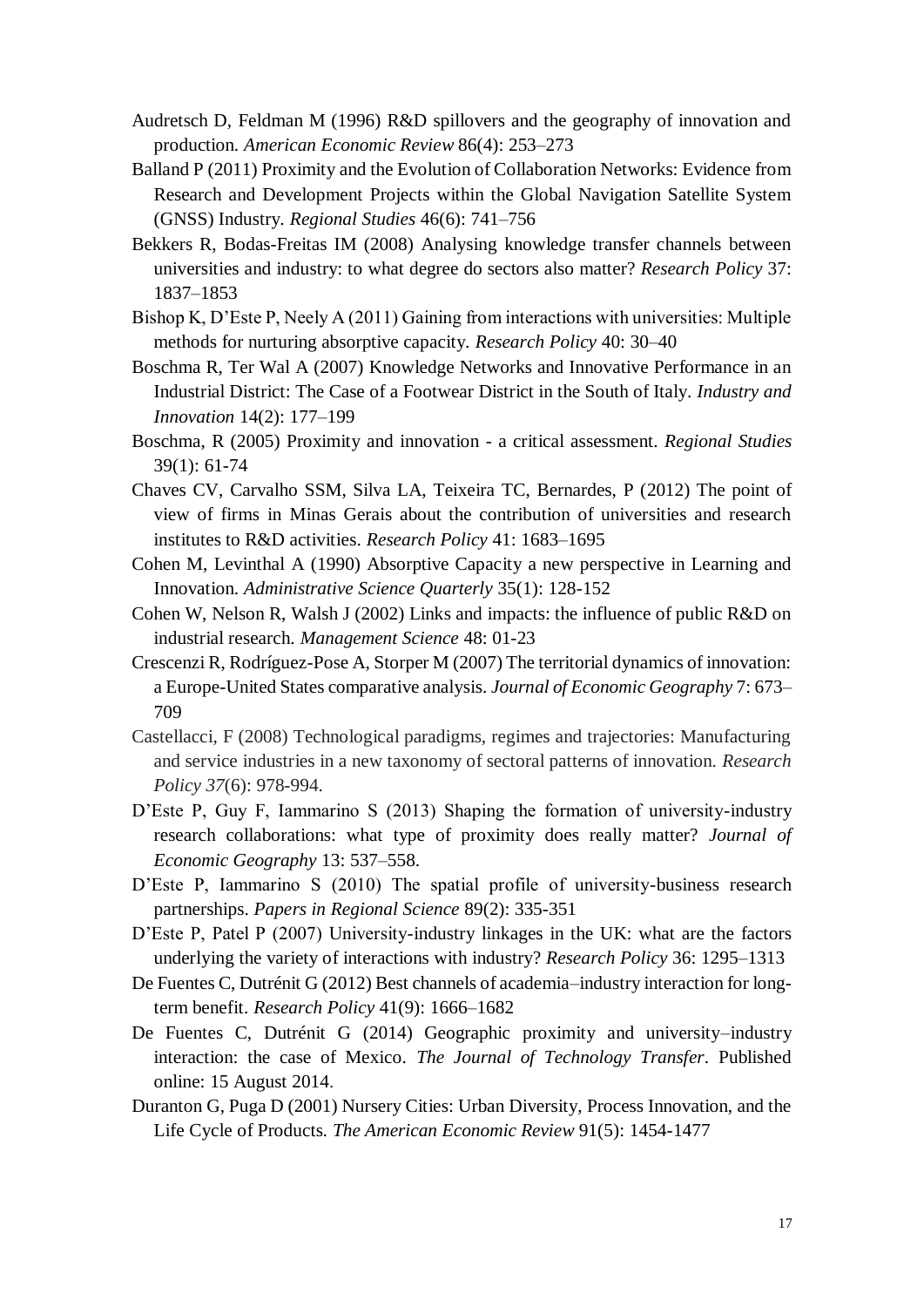Audretsch D, Feldman M (1996) R&D spillovers and the geography of innovation and production. *American Economic Review* 86(4): 253–273

Balland P (2011) Proximity and the Evolution of Collaboration Networks: Evidence from Research and Development Projects within the Global Navigation Satellite System (GNSS) Industry. *Regional Studies* 46(6): 741–756

Bekkers R, Bodas-Freitas IM (2008) Analysing knowledge transfer channels between universities and industry: to what degree do sectors also matter? *Research Policy* 37: 1837–1853

Bishop K, D'Este P, Neely A (2011) Gaining from interactions with universities: Multiple methods for nurturing absorptive capacity. *Research Policy* 40: 30–40

Boschma R, Ter Wal A (2007) Knowledge Networks and Innovative Performance in an Industrial District: The Case of a Footwear District in the South of Italy. *Industry and Innovation* 14(2): 177–199

Boschma, R (2005) Proximity and innovation - a critical assessment. *Regional Studies* 39(1): 61-74

Chaves CV, Carvalho SSM, Silva LA, Teixeira TC, Bernardes, P (2012) The point of view of firms in Minas Gerais about the contribution of universities and research institutes to R&D activities. *Research Policy* 41: 1683–1695

Cohen M, Levinthal A (1990) Absorptive Capacity a new perspective in Learning and Innovation. *Administrative Science Quarterly* 35(1): 128-152

Cohen W, Nelson R, Walsh J (2002) Links and impacts: the influence of public R&D on industrial research. *Management Science* 48: 01-23

Crescenzi R, Rodríguez-Pose A, Storper M (2007) The territorial dynamics of innovation: a Europe-United States comparative analysis. *Journal of Economic Geography* 7: 673–709

Castellacci, F (2008) Technological paradigms, regimes and trajectories: Manufacturing and service industries in a new taxonomy of sectoral patterns of innovation. *Research Policy 37*(6): 978-994.

D'Este P, Guy F, Iammarino S (2013) Shaping the formation of university-industry research collaborations: what type of proximity does really matter? *Journal of Economic Geography* 13: 537–558.

D'Este P, Iammarino S (2010) The spatial profile of university-business research partnerships. *Papers in Regional Science* 89(2): 335-351

D'Este P, Patel P (2007) University-industry linkages in the UK: what are the factors underlying the variety of interactions with industry? *Research Policy* 36: 1295–1313

De Fuentes C, Dutrénit G (2012) Best channels of academia–industry interaction for long-term benefit. *Research Policy* 41(9): 1666–1682

De Fuentes C, Dutrénit G (2014) Geographic proximity and university–industry interaction: the case of Mexico. *The Journal of Technology Transfer*. Published online: 15 August 2014.

Duranton G, Puga D (2001) Nursery Cities: Urban Diversity, Process Innovation, and the Life Cycle of Products. *The American Economic Review* 91(5): 1454-1477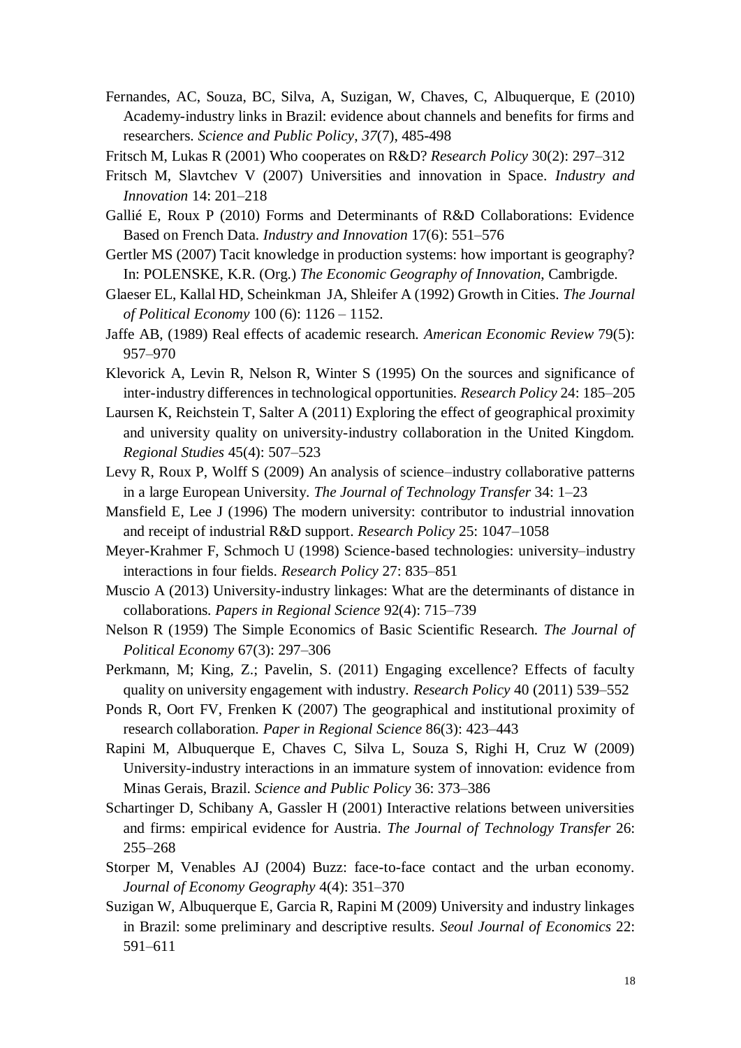Fernandes, AC, Souza, BC, Silva, A, Suzigan, W, Chaves, C, Albuquerque, E (2010) Academy-industry links in Brazil: evidence about channels and benefits for firms and researchers. *Science and Public Policy*, *37*(7), 485-498

Fritsch M, Lukas R (2001) Who cooperates on R&D? *Research Policy* 30(2): 297–312

Fritsch M, Slavtchev V (2007) Universities and innovation in Space. *Industry and Innovation* 14: 201–218

Gallié E, Roux P (2010) Forms and Determinants of R&D Collaborations: Evidence Based on French Data. *Industry and Innovation* 17(6): 551–576

Gertler MS (2007) Tacit knowledge in production systems: how important is geography? In: POLENSKE, K.R. (Org.) *The Economic Geography of Innovation*, Cambrigde.

Glaeser EL, Kallal HD, Scheinkman JA, Shleifer A (1992) Growth in Cities. *The Journal of Political Economy* 100 (6): 1126 – 1152.

Jaffe AB, (1989) Real effects of academic research. *American Economic Review* 79(5): 957–970

Klevorick A, Levin R, Nelson R, Winter S (1995) On the sources and significance of inter-industry differences in technological opportunities. *Research Policy* 24: 185–205

Laursen K, Reichstein T, Salter A (2011) Exploring the effect of geographical proximity and university quality on university-industry collaboration in the United Kingdom. *Regional Studies* 45(4): 507–523

Levy R, Roux P, Wolff S (2009) An analysis of science–industry collaborative patterns in a large European University. *The Journal of Technology Transfer* 34: 1–23

Mansfield E, Lee J (1996) The modern university: contributor to industrial innovation and receipt of industrial R&D support. *Research Policy* 25: 1047–1058

Meyer-Krahmer F, Schmoch U (1998) Science-based technologies: university–industry interactions in four fields. *Research Policy* 27: 835–851

Muscio A (2013) University-industry linkages: What are the determinants of distance in collaborations. *Papers in Regional Science* 92(4): 715–739

Nelson R (1959) The Simple Economics of Basic Scientific Research. *The Journal of Political Economy* 67(3): 297–306

Perkmann, M; King, Z.; Pavelin, S. (2011) Engaging excellence? Effects of faculty quality on university engagement with industry. *Research Policy* 40 (2011) 539–552

Ponds R, Oort FV, Frenken K (2007) The geographical and institutional proximity of research collaboration. *Paper in Regional Science* 86(3): 423–443

Rapini M, Albuquerque E, Chaves C, Silva L, Souza S, Righi H, Cruz W (2009) University-industry interactions in an immature system of innovation: evidence from Minas Gerais, Brazil. *Science and Public Policy* 36: 373–386

Schartinger D, Schibany A, Gassler H (2001) Interactive relations between universities and firms: empirical evidence for Austria. *The Journal of Technology Transfer* 26: 255–268

Storper M, Venables AJ (2004) Buzz: face-to-face contact and the urban economy. *Journal of Economy Geography* 4(4): 351–370

Suzigan W, Albuquerque E, Garcia R, Rapini M (2009) University and industry linkages in Brazil: some preliminary and descriptive results. *Seoul Journal of Economics* 22: 591–611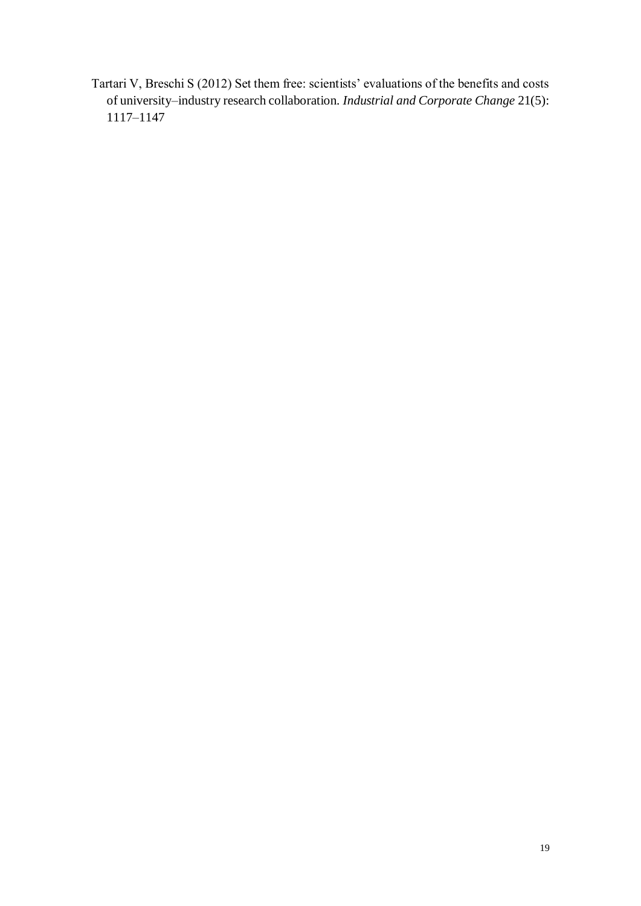Tartari V, Breschi S (2012) Set them free: scientists' evaluations of the benefits and costs of university–industry research collaboration. *Industrial and Corporate Change* 21(5): 1117–1147